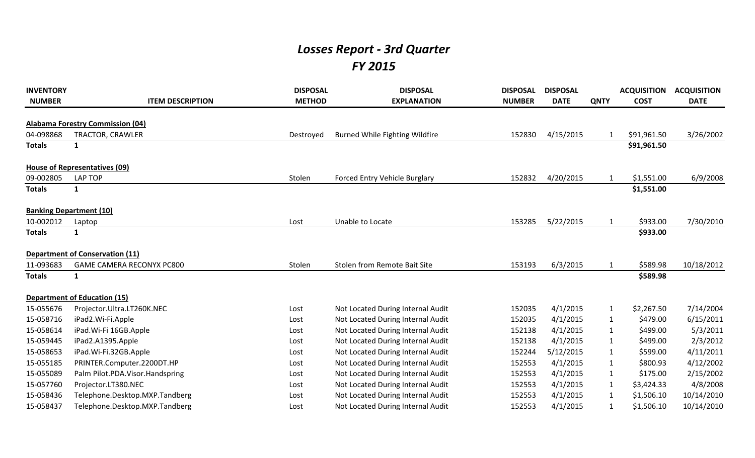# *Losses Report - 3rd Quarter*
# *FY 2015*

| INVENTORY NUMBER | ITEM DESCRIPTION | DISPOSAL METHOD | DISPOSAL EXPLANATION | DISPOSAL NUMBER | DISPOSAL DATE | QNTY | ACQUISITION COST | ACQUISITION DATE |
|---|---|---|---|---|---|---|---|---|
| **Alabama Forestry Commission (04)** | | | | | | | | |
| 04-098868 | TRACTOR, CRAWLER | Destroyed | Burned While Fighting Wildfire | 152830 | 4/15/2015 | 1 | $91,961.50 | 3/26/2002 |
| **Totals** | **1** | | | | | | **$91,961.50** | |
| **House of Representatives (09)** | | | | | | | | |
| 09-002805 | LAP TOP | Stolen | Forced Entry Vehicle Burglary | 152832 | 4/20/2015 | 1 | $1,551.00 | 6/9/2008 |
| **Totals** | **1** | | | | | | **$1,551.00** | |
| **Banking Department (10)** | | | | | | | | |
| 10-002012 | Laptop | Lost | Unable to Locate | 153285 | 5/22/2015 | 1 | $933.00 | 7/30/2010 |
| **Totals** | **1** | | | | | | **$933.00** | |
| **Department of Conservation (11)** | | | | | | | | |
| 11-093683 | GAME CAMERA RECONYX PC800 | Stolen | Stolen from Remote Bait Site | 153193 | 6/3/2015 | 1 | $589.98 | 10/18/2012 |
| **Totals** | **1** | | | | | | **$589.98** | |
| **Department of Education (15)** | | | | | | | | |
| 15-055676 | Projector.Ultra.LT260K.NEC | Lost | Not Located During Internal Audit | 152035 | 4/1/2015 | 1 | $2,267.50 | 7/14/2004 |
| 15-058716 | iPad2.Wi-Fi.Apple | Lost | Not Located During Internal Audit | 152035 | 4/1/2015 | 1 | $479.00 | 6/15/2011 |
| 15-058614 | iPad.Wi-Fi 16GB.Apple | Lost | Not Located During Internal Audit | 152138 | 4/1/2015 | 1 | $499.00 | 5/3/2011 |
| 15-059445 | iPad2.A1395.Apple | Lost | Not Located During Internal Audit | 152138 | 4/1/2015 | 1 | $499.00 | 2/3/2012 |
| 15-058653 | iPad.Wi-Fi.32GB.Apple | Lost | Not Located During Internal Audit | 152244 | 5/12/2015 | 1 | $599.00 | 4/11/2011 |
| 15-055185 | PRINTER.Computer.2200DT.HP | Lost | Not Located During Internal Audit | 152553 | 4/1/2015 | 1 | $800.93 | 4/12/2002 |
| 15-055089 | Palm Pilot.PDA.Visor.Handspring | Lost | Not Located During Internal Audit | 152553 | 4/1/2015 | 1 | $175.00 | 2/15/2002 |
| 15-057760 | Projector.LT380.NEC | Lost | Not Located During Internal Audit | 152553 | 4/1/2015 | 1 | $3,424.33 | 4/8/2008 |
| 15-058436 | Telephone.Desktop.MXP.Tandberg | Lost | Not Located During Internal Audit | 152553 | 4/1/2015 | 1 | $1,506.10 | 10/14/2010 |
| 15-058437 | Telephone.Desktop.MXP.Tandberg | Lost | Not Located During Internal Audit | 152553 | 4/1/2015 | 1 | $1,506.10 | 10/14/2010 |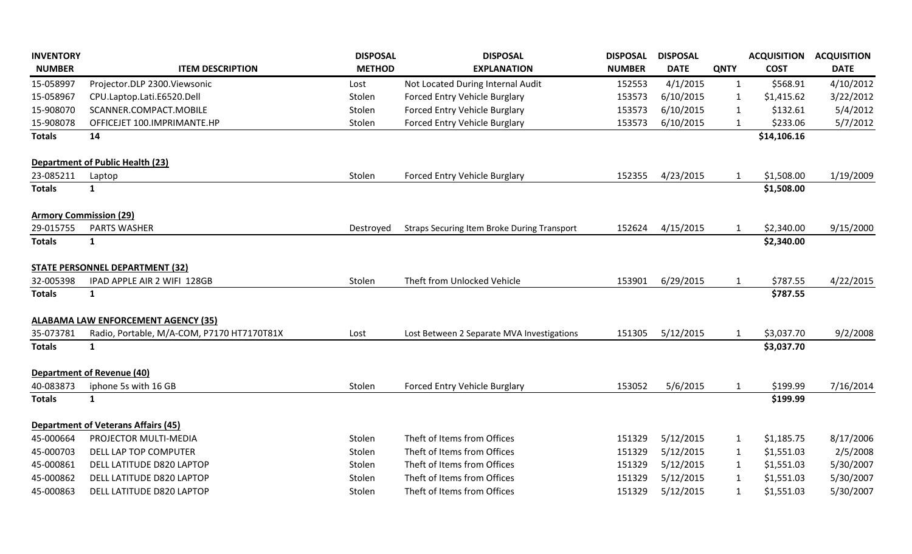| INVENTORY NUMBER | ITEM DESCRIPTION | DISPOSAL METHOD | DISPOSAL EXPLANATION | DISPOSAL NUMBER | DISPOSAL DATE | QNTY | ACQUISITION COST | ACQUISITION DATE |
|---|---|---|---|---|---|---|---|---|
| 15-058997 | Projector.DLP 2300.Viewsonic | Lost | Not Located During Internal Audit | 152553 | 4/1/2015 | 1 | $568.91 | 4/10/2012 |
| 15-058967 | CPU.Laptop.Lati.E6520.Dell | Stolen | Forced Entry Vehicle Burglary | 153573 | 6/10/2015 | 1 | $1,415.62 | 3/22/2012 |
| 15-908070 | SCANNER.COMPACT.MOBILE | Stolen | Forced Entry Vehicle Burglary | 153573 | 6/10/2015 | 1 | $132.61 | 5/4/2012 |
| 15-908078 | OFFICEJET 100.IMPRIMANTE.HP | Stolen | Forced Entry Vehicle Burglary | 153573 | 6/10/2015 | 1 | $233.06 | 5/7/2012 |
| **Totals** | **14** | | | | | | **$14,106.16** | |
| **Department of Public Health (23)** | | | | | | | | |
| 23-085211 | Laptop | Stolen | Forced Entry Vehicle Burglary | 152355 | 4/23/2015 | 1 | $1,508.00 | 1/19/2009 |
| **Totals** | **1** | | | | | | **$1,508.00** | |
| **Armory Commission (29)** | | | | | | | | |
| 29-015755 | PARTS WASHER | Destroyed | Straps Securing Item Broke During Transport | 152624 | 4/15/2015 | 1 | $2,340.00 | 9/15/2000 |
| **Totals** | **1** | | | | | | **$2,340.00** | |
| **STATE PERSONNEL DEPARTMENT (32)** | | | | | | | | |
| 32-005398 | IPAD APPLE AIR 2 WIFI 128GB | Stolen | Theft from Unlocked Vehicle | 153901 | 6/29/2015 | 1 | $787.55 | 4/22/2015 |
| **Totals** | **1** | | | | | | **$787.55** | |
| **ALABAMA LAW ENFORCEMENT AGENCY (35)** | | | | | | | | |
| 35-073781 | Radio, Portable, M/A-COM, P7170 HT7170T81X | Lost | Lost Between 2 Separate MVA Investigations | 151305 | 5/12/2015 | 1 | $3,037.70 | 9/2/2008 |
| **Totals** | **1** | | | | | | **$3,037.70** | |
| **Department of Revenue (40)** | | | | | | | | |
| 40-083873 | iphone 5s with 16 GB | Stolen | Forced Entry Vehicle Burglary | 153052 | 5/6/2015 | 1 | $199.99 | 7/16/2014 |
| **Totals** | **1** | | | | | | **$199.99** | |
| **Department of Veterans Affairs (45)** | | | | | | | | |
| 45-000664 | PROJECTOR MULTI-MEDIA | Stolen | Theft of Items from Offices | 151329 | 5/12/2015 | 1 | $1,185.75 | 8/17/2006 |
| 45-000703 | DELL LAP TOP COMPUTER | Stolen | Theft of Items from Offices | 151329 | 5/12/2015 | 1 | $1,551.03 | 2/5/2008 |
| 45-000861 | DELL LATITUDE D820 LAPTOP | Stolen | Theft of Items from Offices | 151329 | 5/12/2015 | 1 | $1,551.03 | 5/30/2007 |
| 45-000862 | DELL LATITUDE D820 LAPTOP | Stolen | Theft of Items from Offices | 151329 | 5/12/2015 | 1 | $1,551.03 | 5/30/2007 |
| 45-000863 | DELL LATITUDE D820 LAPTOP | Stolen | Theft of Items from Offices | 151329 | 5/12/2015 | 1 | $1,551.03 | 5/30/2007 |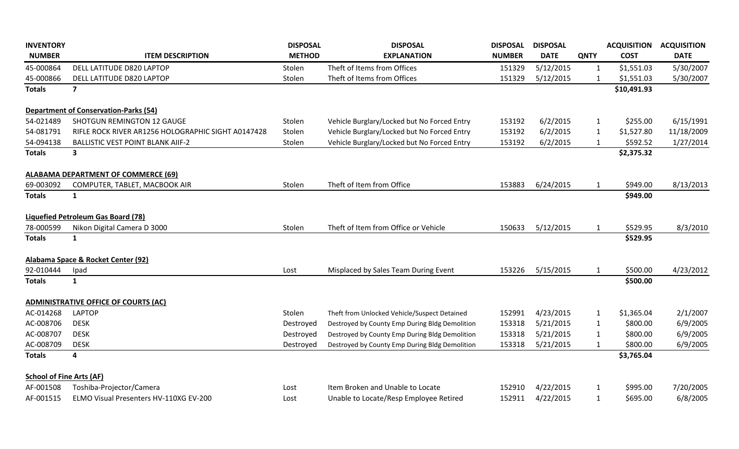| INVENTORY NUMBER | ITEM DESCRIPTION | DISPOSAL METHOD | DISPOSAL EXPLANATION | DISPOSAL NUMBER | DISPOSAL DATE | QNTY | ACQUISITION COST | ACQUISITION DATE |
|---|---|---|---|---|---|---|---|---|
| 45-000864 | DELL LATITUDE D820 LAPTOP | Stolen | Theft of Items from Offices | 151329 | 5/12/2015 | 1 | $1,551.03 | 5/30/2007 |
| 45-000866 | DELL LATITUDE D820 LAPTOP | Stolen | Theft of Items from Offices | 151329 | 5/12/2015 | 1 | $1,551.03 | 5/30/2007 |
| **Totals** | **7** | | | | | | **$10,491.93** | |
| | | | | | | | | |
| **Department of Conservation-Parks (54)** | | | | | | | | |
| 54-021489 | SHOTGUN REMINGTON 12 GAUGE | Stolen | Vehicle Burglary/Locked but No Forced Entry | 153192 | 6/2/2015 | 1 | $255.00 | 6/15/1991 |
| 54-081791 | RIFLE ROCK RIVER AR1256 HOLOGRAPHIC SIGHT A0147428 | Stolen | Vehicle Burglary/Locked but No Forced Entry | 153192 | 6/2/2015 | 1 | $1,527.80 | 11/18/2009 |
| 54-094138 | BALLISTIC VEST POINT BLANK AIIF-2 | Stolen | Vehicle Burglary/Locked but No Forced Entry | 153192 | 6/2/2015 | 1 | $592.52 | 1/27/2014 |
| **Totals** | **3** | | | | | | **$2,375.32** | |
| | | | | | | | | |
| **ALABAMA DEPARTMENT OF COMMERCE (69)** | | | | | | | | |
| 69-003092 | COMPUTER, TABLET, MACBOOK AIR | Stolen | Theft of Item from Office | 153883 | 6/24/2015 | 1 | $949.00 | 8/13/2013 |
| **Totals** | **1** | | | | | | **$949.00** | |
| | | | | | | | | |
| **Liquefied Petroleum Gas Board (78)** | | | | | | | | |
| 78-000599 | Nikon Digital Camera D 3000 | Stolen | Theft of Item from Office or Vehicle | 150633 | 5/12/2015 | 1 | $529.95 | 8/3/2010 |
| **Totals** | **1** | | | | | | **$529.95** | |
| | | | | | | | | |
| **Alabama Space & Rocket Center (92)** | | | | | | | | |
| 92-010444 | Ipad | Lost | Misplaced by Sales Team During Event | 153226 | 5/15/2015 | 1 | $500.00 | 4/23/2012 |
| **Totals** | **1** | | | | | | **$500.00** | |
| | | | | | | | | |
| **ADMINISTRATIVE OFFICE OF COURTS (AC)** | | | | | | | | |
| AC-014268 | LAPTOP | Stolen | Theft from Unlocked Vehicle/Suspect Detained | 152991 | 4/23/2015 | 1 | $1,365.04 | 2/1/2007 |
| AC-008706 | DESK | Destroyed | Destroyed by County Emp During Bldg Demolition | 153318 | 5/21/2015 | 1 | $800.00 | 6/9/2005 |
| AC-008707 | DESK | Destroyed | Destroyed by County Emp During Bldg Demolition | 153318 | 5/21/2015 | 1 | $800.00 | 6/9/2005 |
| AC-008709 | DESK | Destroyed | Destroyed by County Emp During Bldg Demolition | 153318 | 5/21/2015 | 1 | $800.00 | 6/9/2005 |
| **Totals** | **4** | | | | | | **$3,765.04** | |
| | | | | | | | | |
| **School of Fine Arts (AF)** | | | | | | | | |
| AF-001508 | Toshiba-Projector/Camera | Lost | Item Broken and Unable to Locate | 152910 | 4/22/2015 | 1 | $995.00 | 7/20/2005 |
| AF-001515 | ELMO Visual Presenters HV-110XG EV-200 | Lost | Unable to Locate/Resp Employee Retired | 152911 | 4/22/2015 | 1 | $695.00 | 6/8/2005 |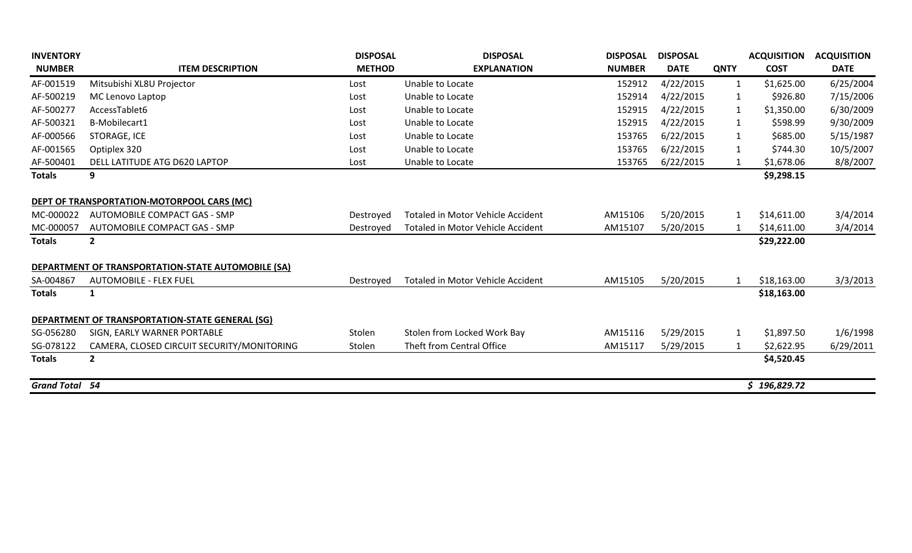| INVENTORY NUMBER | ITEM DESCRIPTION | DISPOSAL METHOD | DISPOSAL EXPLANATION | DISPOSAL NUMBER | DISPOSAL DATE | QNTY | ACQUISITION COST | ACQUISITION DATE |
|---|---|---|---|---|---|---|---|---|
| AF-001519 | Mitsubishi XL8U Projector | Lost | Unable to Locate | 152912 | 4/22/2015 | 1 | $1,625.00 | 6/25/2004 |
| AF-500219 | MC Lenovo Laptop | Lost | Unable to Locate | 152914 | 4/22/2015 | 1 | $926.80 | 7/15/2006 |
| AF-500277 | AccessTablet6 | Lost | Unable to Locate | 152915 | 4/22/2015 | 1 | $1,350.00 | 6/30/2009 |
| AF-500321 | B-Mobilecart1 | Lost | Unable to Locate | 152915 | 4/22/2015 | 1 | $598.99 | 9/30/2009 |
| AF-000566 | STORAGE, ICE | Lost | Unable to Locate | 153765 | 6/22/2015 | 1 | $685.00 | 5/15/1987 |
| AF-001565 | Optiplex 320 | Lost | Unable to Locate | 153765 | 6/22/2015 | 1 | $744.30 | 10/5/2007 |
| AF-500401 | DELL LATITUDE ATG D620 LAPTOP | Lost | Unable to Locate | 153765 | 6/22/2015 | 1 | $1,678.06 | 8/8/2007 |
| **Totals** | **9** | | | | | | **$9,298.15** | |
| | **DEPT OF TRANSPORTATION-MOTORPOOL CARS (MC)** | | | | | | | |
| MC-000022 | AUTOMOBILE COMPACT GAS - SMP | Destroyed | Totaled in Motor Vehicle Accident | AM15106 | 5/20/2015 | 1 | $14,611.00 | 3/4/2014 |
| MC-000057 | AUTOMOBILE COMPACT GAS - SMP | Destroyed | Totaled in Motor Vehicle Accident | AM15107 | 5/20/2015 | 1 | $14,611.00 | 3/4/2014 |
| **Totals** | **2** | | | | | | **$29,222.00** | |
| | **DEPARTMENT OF TRANSPORTATION-STATE AUTOMOBILE (SA)** | | | | | | | |
| SA-004867 | AUTOMOBILE - FLEX FUEL | Destroyed | Totaled in Motor Vehicle Accident | AM15105 | 5/20/2015 | 1 | $18,163.00 | 3/3/2013 |
| **Totals** | **1** | | | | | | **$18,163.00** | |
| | **DEPARTMENT OF TRANSPORTATION-STATE GENERAL (SG)** | | | | | | | |
| SG-056280 | SIGN, EARLY WARNER PORTABLE | Stolen | Stolen from Locked Work Bay | AM15116 | 5/29/2015 | 1 | $1,897.50 | 1/6/1998 |
| SG-078122 | CAMERA, CLOSED CIRCUIT SECURITY/MONITORING | Stolen | Theft from Central Office | AM15117 | 5/29/2015 | 1 | $2,622.95 | 6/29/2011 |
| **Totals** | **2** | | | | | | **$4,520.45** | |
| ***Grand Total*** | ***54*** | | | | | | ***$ 196,829.72*** | |